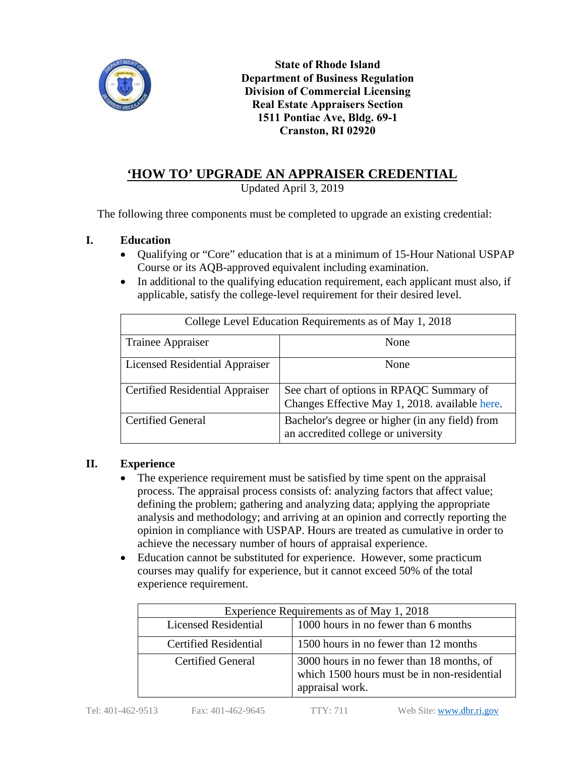**State of Rhode Island**
**Department of Business Regulation**
**Division of Commercial Licensing**
**Real Estate Appraisers Section**
**1511 Pontiac Ave, Bldg. 69-1**
**Cranston, RI 02920**

# 'HOW TO' UPGRADE AN APPRAISER CREDENTIAL

Updated April 3, 2019

The following three components must be completed to upgrade an existing credential:

## I. Education

- Qualifying or "Core" education that is at a minimum of 15-Hour National USPAP Course or its AQB-approved equivalent including examination.
- In additional to the qualifying education requirement, each applicant must also, if applicable, satisfy the college-level requirement for their desired level.

| College Level Education Requirements as of May 1, 2018 | |
|---|---|
| Trainee Appraiser | None |
| Licensed Residential Appraiser | None |
| Certified Residential Appraiser | See chart of options in RPAQC Summary of Changes Effective May 1, 2018. available here. |
| Certified General | Bachelor's degree or higher (in any field) from an accredited college or university |

## II. Experience

- The experience requirement must be satisfied by time spent on the appraisal process. The appraisal process consists of: analyzing factors that affect value; defining the problem; gathering and analyzing data; applying the appropriate analysis and methodology; and arriving at an opinion and correctly reporting the opinion in compliance with USPAP. Hours are treated as cumulative in order to achieve the necessary number of hours of appraisal experience.
- Education cannot be substituted for experience. However, some practicum courses may qualify for experience, but it cannot exceed 50% of the total experience requirement.

| Experience Requirements as of May 1, 2018 | |
|---|---|
| Licensed Residential | 1000 hours in no fewer than 6 months |
| Certified Residential | 1500 hours in no fewer than 12 months |
| Certified General | 3000 hours in no fewer than 18 months, of which 1500 hours must be in non-residential appraisal work. |

Tel: 401-462-9513 Fax: 401-462-9645 TTY: 711 Web Site: www.dbr.ri.gov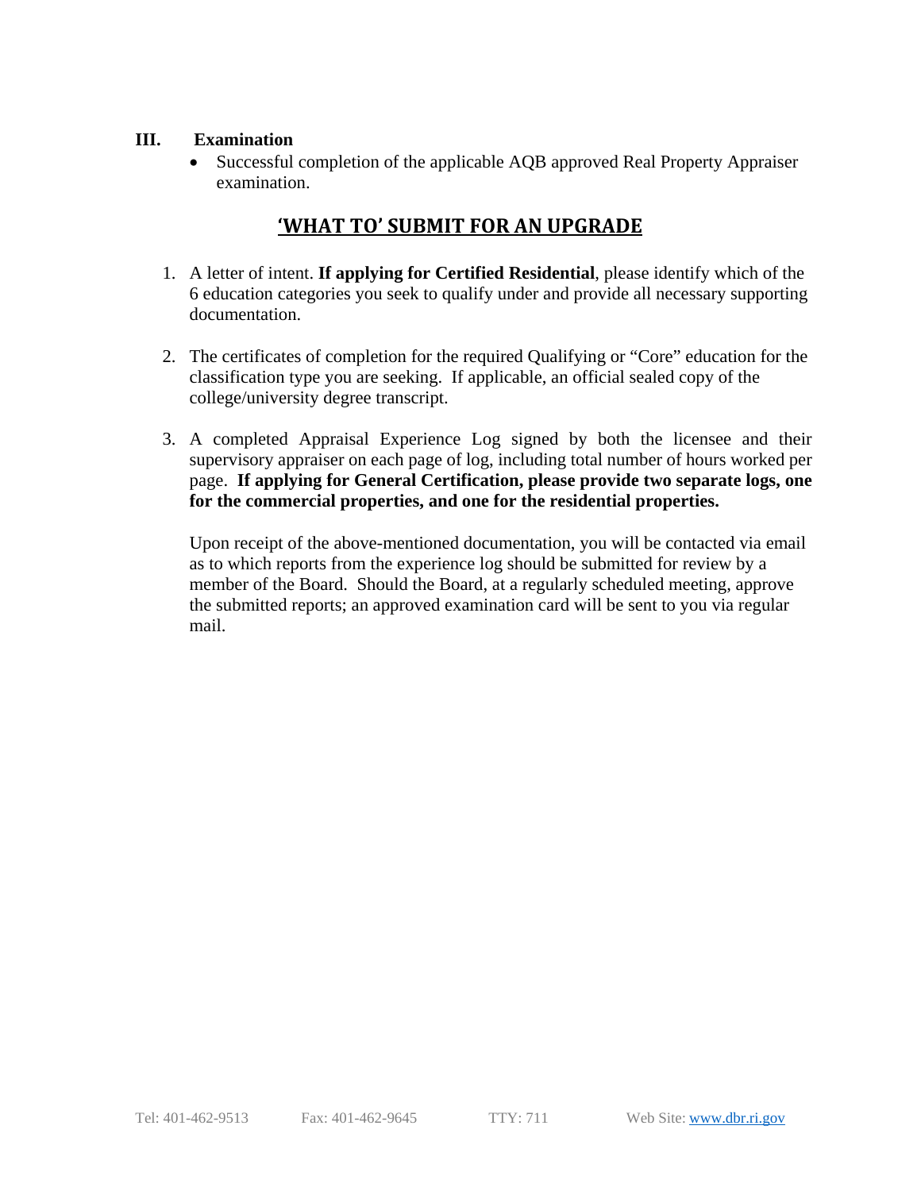## III. Examination

- Successful completion of the applicable AQB approved Real Property Appraiser examination.

## 'WHAT TO' SUBMIT FOR AN UPGRADE

1. A letter of intent. **If applying for Certified Residential**, please identify which of the 6 education categories you seek to qualify under and provide all necessary supporting documentation.

2. The certificates of completion for the required Qualifying or "Core" education for the classification type you are seeking. If applicable, an official sealed copy of the college/university degree transcript.

3. A completed Appraisal Experience Log signed by both the licensee and their supervisory appraiser on each page of log, including total number of hours worked per page. **If applying for General Certification, please provide two separate logs, one for the commercial properties, and one for the residential properties.**

   Upon receipt of the above-mentioned documentation, you will be contacted via email as to which reports from the experience log should be submitted for review by a member of the Board. Should the Board, at a regularly scheduled meeting, approve the submitted reports; an approved examination card will be sent to you via regular mail.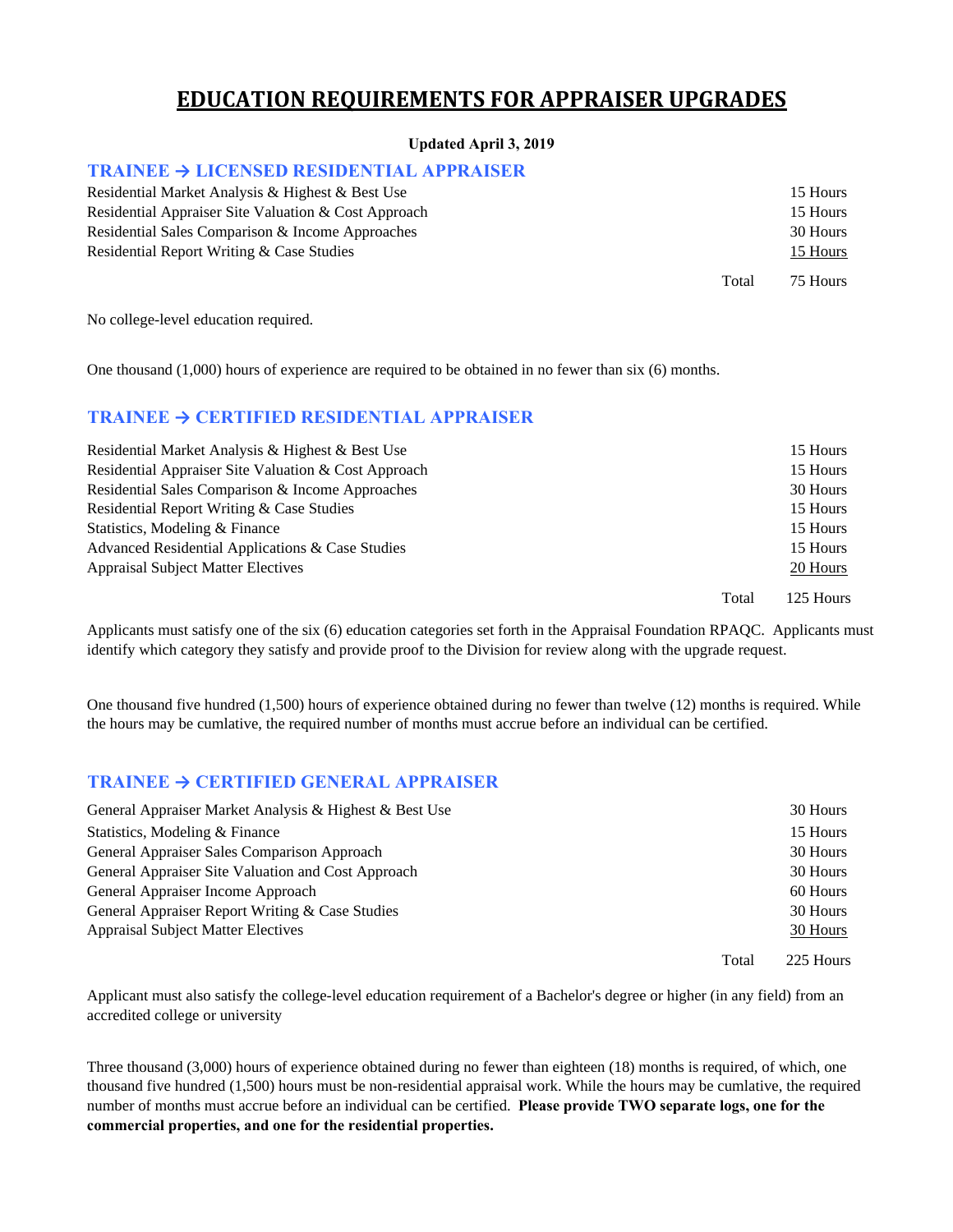# EDUCATION REQUIREMENTS FOR APPRAISER UPGRADES

**Updated April 3, 2019**

## TRAINEE → LICENSED RESIDENTIAL APPRAISER

| Course | Hours |
|---|---|
| Residential Market Analysis & Highest & Best Use | 15 Hours |
| Residential Appraiser Site Valuation & Cost Approach | 15 Hours |
| Residential Sales Comparison & Income Approaches | 30 Hours |
| Residential Report Writing & Case Studies | 15 Hours |
| Total | 75 Hours |

No college-level education required.

One thousand (1,000) hours of experience are required to be obtained in no fewer than six (6) months.

## TRAINEE → CERTIFIED RESIDENTIAL APPRAISER

| Course | Hours |
|---|---|
| Residential Market Analysis & Highest & Best Use | 15 Hours |
| Residential Appraiser Site Valuation & Cost Approach | 15 Hours |
| Residential Sales Comparison & Income Approaches | 30 Hours |
| Residential Report Writing & Case Studies | 15 Hours |
| Statistics, Modeling & Finance | 15 Hours |
| Advanced Residential Applications & Case Studies | 15 Hours |
| Appraisal Subject Matter Electives | 20 Hours |
| Total | 125 Hours |

Applicants must satisfy one of the six (6) education categories set forth in the Appraisal Foundation RPAQC. Applicants must identify which category they satisfy and provide proof to the Division for review along with the upgrade request.

One thousand five hundred (1,500) hours of experience obtained during no fewer than twelve (12) months is required. While the hours may be cumlative, the required number of months must accrue before an individual can be certified.

## TRAINEE → CERTIFIED GENERAL APPRAISER

| Course | Hours |
|---|---|
| General Appraiser Market Analysis & Highest & Best Use | 30 Hours |
| Statistics, Modeling & Finance | 15 Hours |
| General Appraiser Sales Comparison Approach | 30 Hours |
| General Appraiser Site Valuation and Cost Approach | 30 Hours |
| General Appraiser Income Approach | 60 Hours |
| General Appraiser Report Writing & Case Studies | 30 Hours |
| Appraisal Subject Matter Electives | 30 Hours |
| Total | 225 Hours |

Applicant must also satisfy the college-level education requirement of a Bachelor's degree or higher (in any field) from an accredited college or university

Three thousand (3,000) hours of experience obtained during no fewer than eighteen (18) months is required, of which, one thousand five hundred (1,500) hours must be non-residential appraisal work. While the hours may be cumlative, the required number of months must accrue before an individual can be certified. **Please provide TWO separate logs, one for the commercial properties, and one for the residential properties.**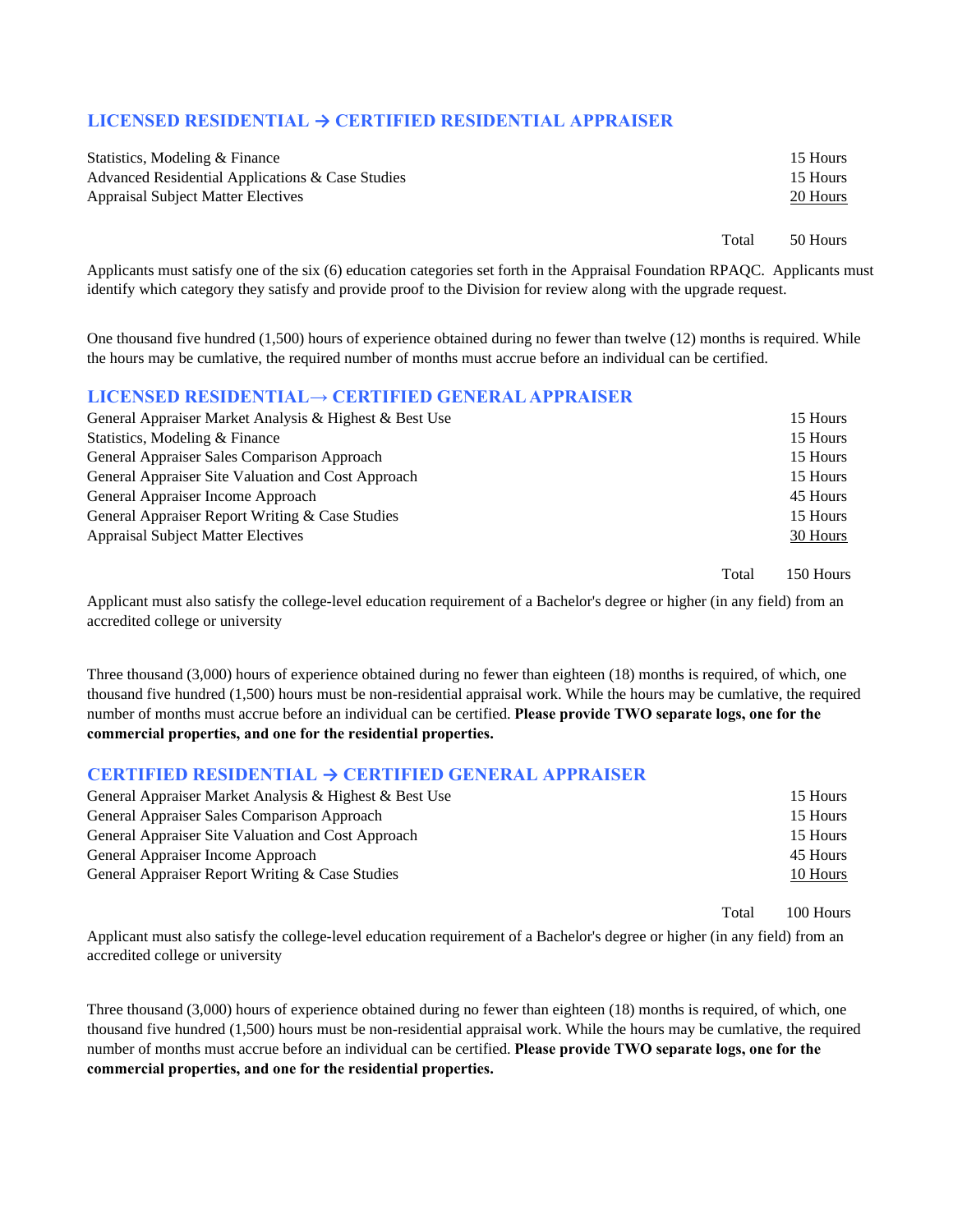## LICENSED RESIDENTIAL → CERTIFIED RESIDENTIAL APPRAISER

| Course | Hours |
|---|---|
| Statistics, Modeling & Finance | 15 Hours |
| Advanced Residential Applications & Case Studies | 15 Hours |
| Appraisal Subject Matter Electives | 20 Hours |
| Total | 50 Hours |

Applicants must satisfy one of the six (6) education categories set forth in the Appraisal Foundation RPAQC. Applicants must identify which category they satisfy and provide proof to the Division for review along with the upgrade request.

One thousand five hundred (1,500) hours of experience obtained during no fewer than twelve (12) months is required. While the hours may be cumlative, the required number of months must accrue before an individual can be certified.

## LICENSED RESIDENTIAL→ CERTIFIED GENERAL APPRAISER

| Course | Hours |
|---|---|
| General Appraiser Market Analysis & Highest & Best Use | 15 Hours |
| Statistics, Modeling & Finance | 15 Hours |
| General Appraiser Sales Comparison Approach | 15 Hours |
| General Appraiser Site Valuation and Cost Approach | 15 Hours |
| General Appraiser Income Approach | 45 Hours |
| General Appraiser Report Writing & Case Studies | 15 Hours |
| Appraisal Subject Matter Electives | 30 Hours |
| Total | 150 Hours |

Applicant must also satisfy the college-level education requirement of a Bachelor's degree or higher (in any field) from an accredited college or university

Three thousand (3,000) hours of experience obtained during no fewer than eighteen (18) months is required, of which, one thousand five hundred (1,500) hours must be non-residential appraisal work. While the hours may be cumlative, the required number of months must accrue before an individual can be certified. **Please provide TWO separate logs, one for the commercial properties, and one for the residential properties.**

## CERTIFIED RESIDENTIAL → CERTIFIED GENERAL APPRAISER

| Course | Hours |
|---|---|
| General Appraiser Market Analysis & Highest & Best Use | 15 Hours |
| General Appraiser Sales Comparison Approach | 15 Hours |
| General Appraiser Site Valuation and Cost Approach | 15 Hours |
| General Appraiser Income Approach | 45 Hours |
| General Appraiser Report Writing & Case Studies | 10 Hours |
| Total | 100 Hours |

Applicant must also satisfy the college-level education requirement of a Bachelor's degree or higher (in any field) from an accredited college or university

Three thousand (3,000) hours of experience obtained during no fewer than eighteen (18) months is required, of which, one thousand five hundred (1,500) hours must be non-residential appraisal work. While the hours may be cumlative, the required number of months must accrue before an individual can be certified. **Please provide TWO separate logs, one for the commercial properties, and one for the residential properties.**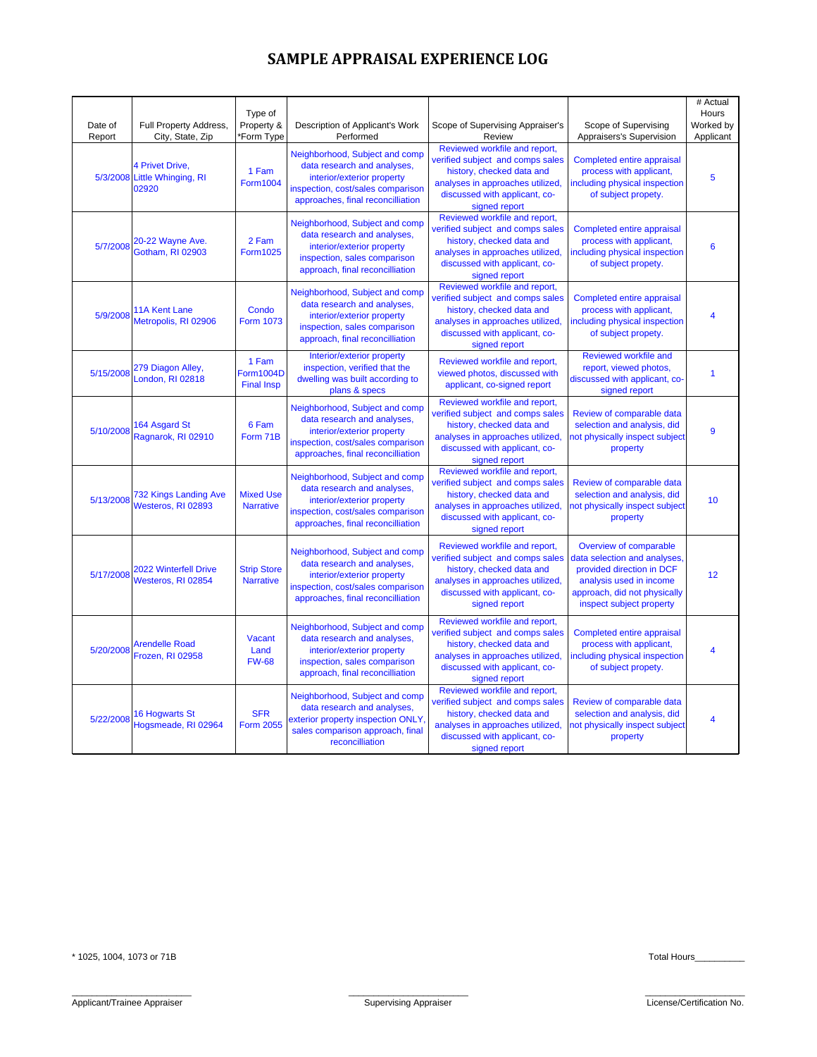# SAMPLE APPRAISAL EXPERIENCE LOG

| Date of Report | Full Property Address, City, State, Zip | Type of Property & *Form Type | Description of Applicant's Work Performed | Scope of Supervising Appraiser's Review | Scope of Supervising Appraisers's Supervision | # Actual Hours Worked by Applicant |
|---|---|---|---|---|---|---|
| 5/3/2008 | 4 Privet Drive, Little Whinging, RI 02920 | 1 Fam Form1004 | Neighborhood, Subject and comp data research and analyses, interior/exterior property inspection, cost/sales comparison approaches, final reconcilliation | Reviewed workfile and report, verified subject and comps sales history, checked data and analyses in approaches utilized, discussed with applicant, co-signed report | Completed entire appraisal process with applicant, including physical inspection of subject propety. | 5 |
| 5/7/2008 | 20-22 Wayne Ave. Gotham, RI 02903 | 2 Fam Form1025 | Neighborhood, Subject and comp data research and analyses, interior/exterior property inspection, sales comparison approach, final reconcilliation | Reviewed workfile and report, verified subject and comps sales history, checked data and analyses in approaches utilized, discussed with applicant, co-signed report | Completed entire appraisal process with applicant, including physical inspection of subject propety. | 6 |
| 5/9/2008 | 11A Kent Lane Metropolis, RI 02906 | Condo Form 1073 | Neighborhood, Subject and comp data research and analyses, interior/exterior property inspection, sales comparison approach, final reconcilliation | Reviewed workfile and report, verified subject and comps sales history, checked data and analyses in approaches utilized, discussed with applicant, co-signed report | Completed entire appraisal process with applicant, including physical inspection of subject propety. | 4 |
| 5/15/2008 | 279 Diagon Alley, London, RI 02818 | 1 Fam Form1004D Final Insp | Interior/exterior property inspection, verified that the dwelling was built according to plans & specs | Reviewed workfile and report, viewed photos, discussed with applicant, co-signed report | Reviewed workfile and report, viewed photos, discussed with applicant, co-signed report | 1 |
| 5/10/2008 | 164 Asgard St Ragnarok, RI 02910 | 6 Fam Form 71B | Neighborhood, Subject and comp data research and analyses, interior/exterior property inspection, cost/sales comparison approaches, final reconcilliation | Reviewed workfile and report, verified subject and comps sales history, checked data and analyses in approaches utilized, discussed with applicant, co-signed report | Review of comparable data selection and analysis, did not physically inspect subject property | 9 |
| 5/13/2008 | 732 Kings Landing Ave Westeros, RI 02893 | Mixed Use Narrative | Neighborhood, Subject and comp data research and analyses, interior/exterior property inspection, cost/sales comparison approaches, final reconcilliation | Reviewed workfile and report, verified subject and comps sales history, checked data and analyses in approaches utilized, discussed with applicant, co-signed report | Review of comparable data selection and analysis, did not physically inspect subject property | 10 |
| 5/17/2008 | 2022 Winterfell Drive Westeros, RI 02854 | Strip Store Narrative | Neighborhood, Subject and comp data research and analyses, interior/exterior property inspection, cost/sales comparison approaches, final reconcilliation | Reviewed workfile and report, verified subject and comps sales history, checked data and analyses in approaches utilized, discussed with applicant, co-signed report | Overview of comparable data selection and analyses, provided direction in DCF analysis used in income approach, did not physically inspect subject property | 12 |
| 5/20/2008 | Arendelle Road Frozen, RI 02958 | Vacant Land FW-68 | Neighborhood, Subject and comp data research and analyses, interior/exterior property inspection, sales comparison approach, final reconcilliation | Reviewed workfile and report, verified subject and comps sales history, checked data and analyses in approaches utilized, discussed with applicant, co-signed report | Completed entire appraisal process with applicant, including physical inspection of subject propety. | 4 |
| 5/22/2008 | 16 Hogwarts St Hogsmeade, RI 02964 | SFR Form 2055 | Neighborhood, Subject and comp data research and analyses, exterior property inspection ONLY, sales comparison approach, final reconcilliation | Reviewed workfile and report, verified subject and comps sales history, checked data and analyses in approaches utilized, discussed with applicant, co-signed report | Review of comparable data selection and analysis, did not physically inspect subject property | 4 |

* 1025, 1004, 1073 or 71B

Total Hours__________

_______________________ Applicant/Trainee Appraiser

_______________________ Supervising Appraiser

_______________________ License/Certification No.